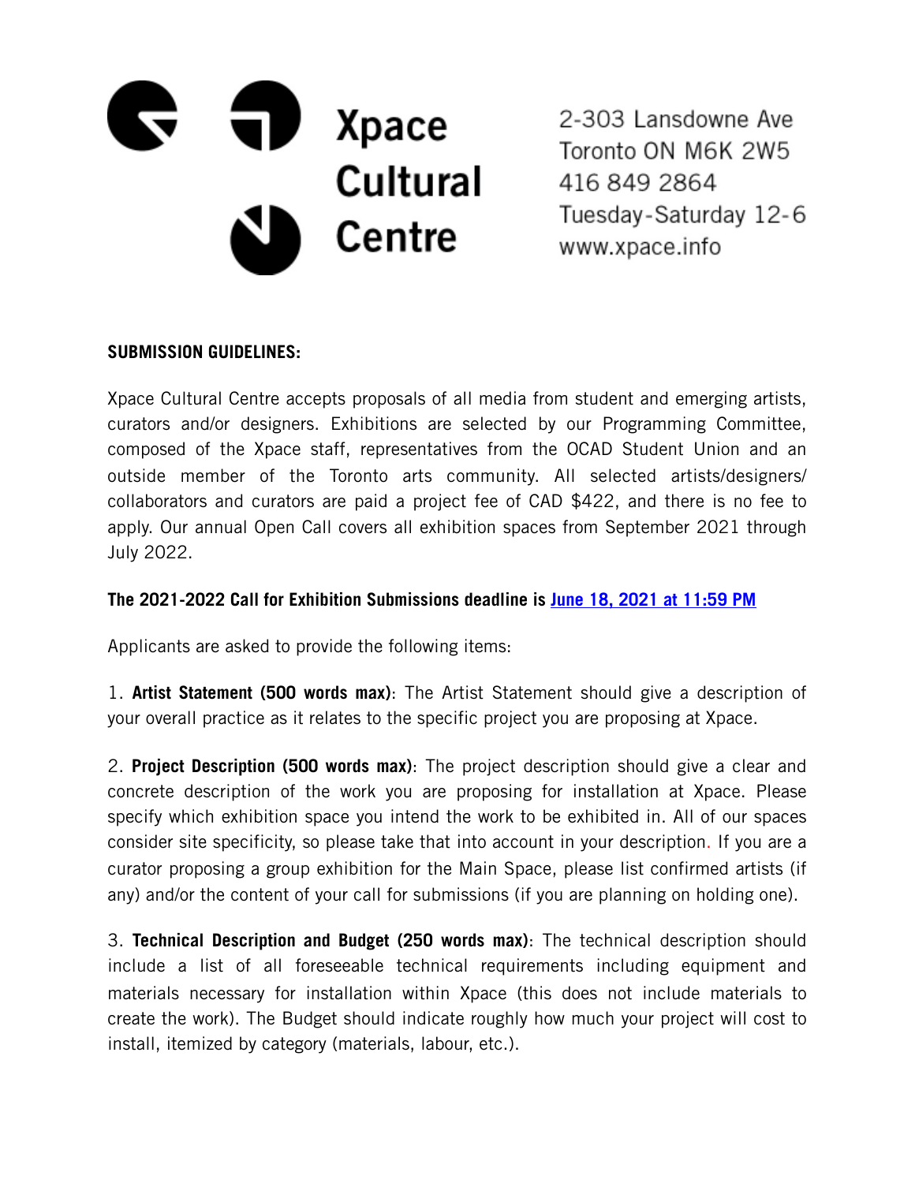# Xpace Cultural Centre

2-303 Lansdowne Ave
Toronto ON M6K 2W5
416 849 2864
Tuesday-Saturday 12-6
www.xpace.info

**SUBMISSION GUIDELINES:**

Xpace Cultural Centre accepts proposals of all media from student and emerging artists, curators and/or designers. Exhibitions are selected by our Programming Committee, composed of the Xpace staff, representatives from the OCAD Student Union and an outside member of the Toronto arts community. All selected artists/designers/collaborators and curators are paid a project fee of CAD $422, and there is no fee to apply. Our annual Open Call covers all exhibition spaces from September 2021 through July 2022.

**The 2021-2022 Call for Exhibition Submissions deadline is June 18, 2021 at 11:59 PM**

Applicants are asked to provide the following items:

1. **Artist Statement (500 words max)**: The Artist Statement should give a description of your overall practice as it relates to the specific project you are proposing at Xpace.

2. **Project Description (500 words max)**: The project description should give a clear and concrete description of the work you are proposing for installation at Xpace. Please specify which exhibition space you intend the work to be exhibited in. All of our spaces consider site specificity, so please take that into account in your description. If you are a curator proposing a group exhibition for the Main Space, please list confirmed artists (if any) and/or the content of your call for submissions (if you are planning on holding one).

3. **Technical Description and Budget (250 words max)**: The technical description should include a list of all foreseeable technical requirements including equipment and materials necessary for installation within Xpace (this does not include materials to create the work). The Budget should indicate roughly how much your project will cost to install, itemized by category (materials, labour, etc.).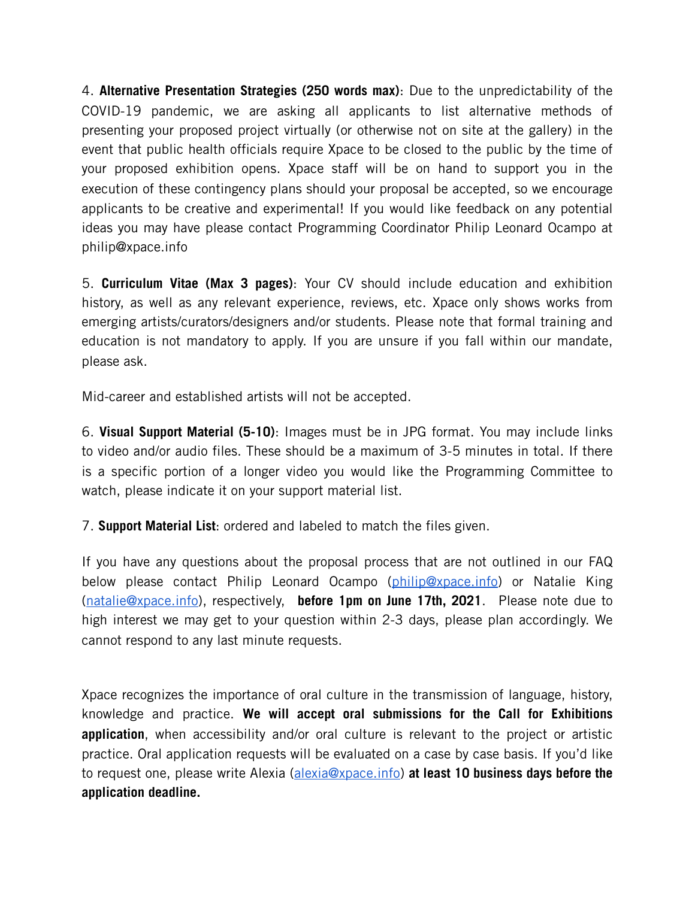4. **Alternative Presentation Strategies (250 words max)**: Due to the unpredictability of the COVID-19 pandemic, we are asking all applicants to list alternative methods of presenting your proposed project virtually (or otherwise not on site at the gallery) in the event that public health officials require Xpace to be closed to the public by the time of your proposed exhibition opens. Xpace staff will be on hand to support you in the execution of these contingency plans should your proposal be accepted, so we encourage applicants to be creative and experimental! If you would like feedback on any potential ideas you may have please contact Programming Coordinator Philip Leonard Ocampo at philip@xpace.info

5. **Curriculum Vitae (Max 3 pages)**: Your CV should include education and exhibition history, as well as any relevant experience, reviews, etc. Xpace only shows works from emerging artists/curators/designers and/or students. Please note that formal training and education is not mandatory to apply. If you are unsure if you fall within our mandate, please ask.

Mid-career and established artists will not be accepted.

6. **Visual Support Material (5-10)**: Images must be in JPG format. You may include links to video and/or audio files. These should be a maximum of 3-5 minutes in total. If there is a specific portion of a longer video you would like the Programming Committee to watch, please indicate it on your support material list.

7. **Support Material List**: ordered and labeled to match the files given.

If you have any questions about the proposal process that are not outlined in our FAQ below please contact Philip Leonard Ocampo (philip@xpace.info) or Natalie King (natalie@xpace.info), respectively, **before 1pm on June 17th, 2021**. Please note due to high interest we may get to your question within 2-3 days, please plan accordingly. We cannot respond to any last minute requests.

Xpace recognizes the importance of oral culture in the transmission of language, history, knowledge and practice. **We will accept oral submissions for the Call for Exhibitions application**, when accessibility and/or oral culture is relevant to the project or artistic practice. Oral application requests will be evaluated on a case by case basis. If you'd like to request one, please write Alexia (alexia@xpace.info) **at least 10 business days before the application deadline.**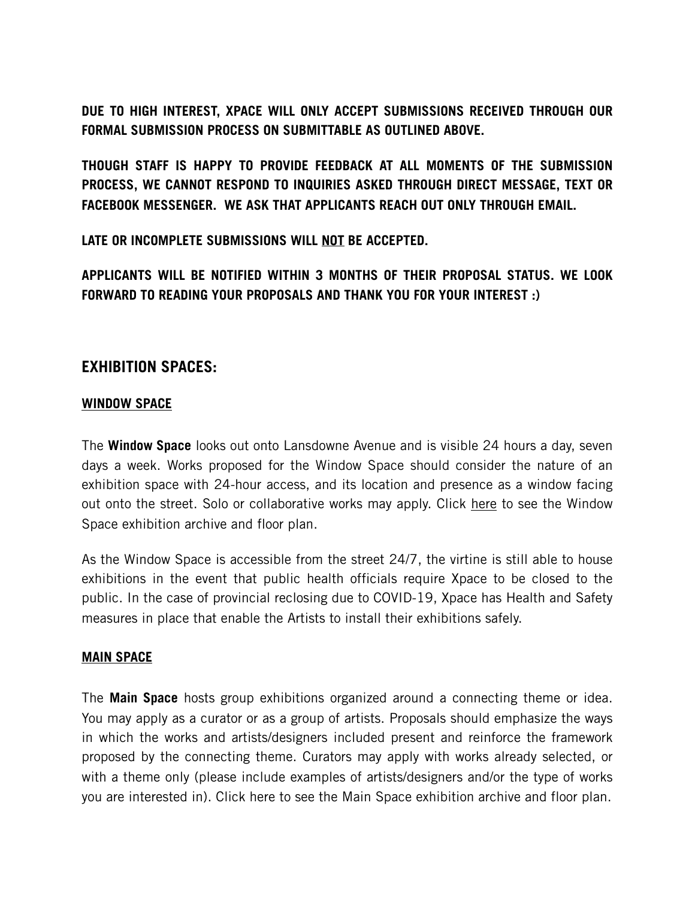**DUE TO HIGH INTEREST, XPACE WILL ONLY ACCEPT SUBMISSIONS RECEIVED THROUGH OUR FORMAL SUBMISSION PROCESS ON SUBMITTABLE AS OUTLINED ABOVE.**

**THOUGH STAFF IS HAPPY TO PROVIDE FEEDBACK AT ALL MOMENTS OF THE SUBMISSION PROCESS, WE CANNOT RESPOND TO INQUIRIES ASKED THROUGH DIRECT MESSAGE, TEXT OR FACEBOOK MESSENGER. WE ASK THAT APPLICANTS REACH OUT ONLY THROUGH EMAIL.**

**LATE OR INCOMPLETE SUBMISSIONS WILL NOT BE ACCEPTED.**

**APPLICANTS WILL BE NOTIFIED WITHIN 3 MONTHS OF THEIR PROPOSAL STATUS. WE LOOK FORWARD TO READING YOUR PROPOSALS AND THANK YOU FOR YOUR INTEREST :)**

## EXHIBITION SPACES:

### WINDOW SPACE

The **Window Space** looks out onto Lansdowne Avenue and is visible 24 hours a day, seven days a week. Works proposed for the Window Space should consider the nature of an exhibition space with 24-hour access, and its location and presence as a window facing out onto the street. Solo or collaborative works may apply. Click here to see the Window Space exhibition archive and floor plan.

As the Window Space is accessible from the street 24/7, the virtine is still able to house exhibitions in the event that public health officials require Xpace to be closed to the public. In the case of provincial reclosing due to COVID-19, Xpace has Health and Safety measures in place that enable the Artists to install their exhibitions safely.

### MAIN SPACE

The **Main Space** hosts group exhibitions organized around a connecting theme or idea. You may apply as a curator or as a group of artists. Proposals should emphasize the ways in which the works and artists/designers included present and reinforce the framework proposed by the connecting theme. Curators may apply with works already selected, or with a theme only (please include examples of artists/designers and/or the type of works you are interested in). Click here to see the Main Space exhibition archive and floor plan.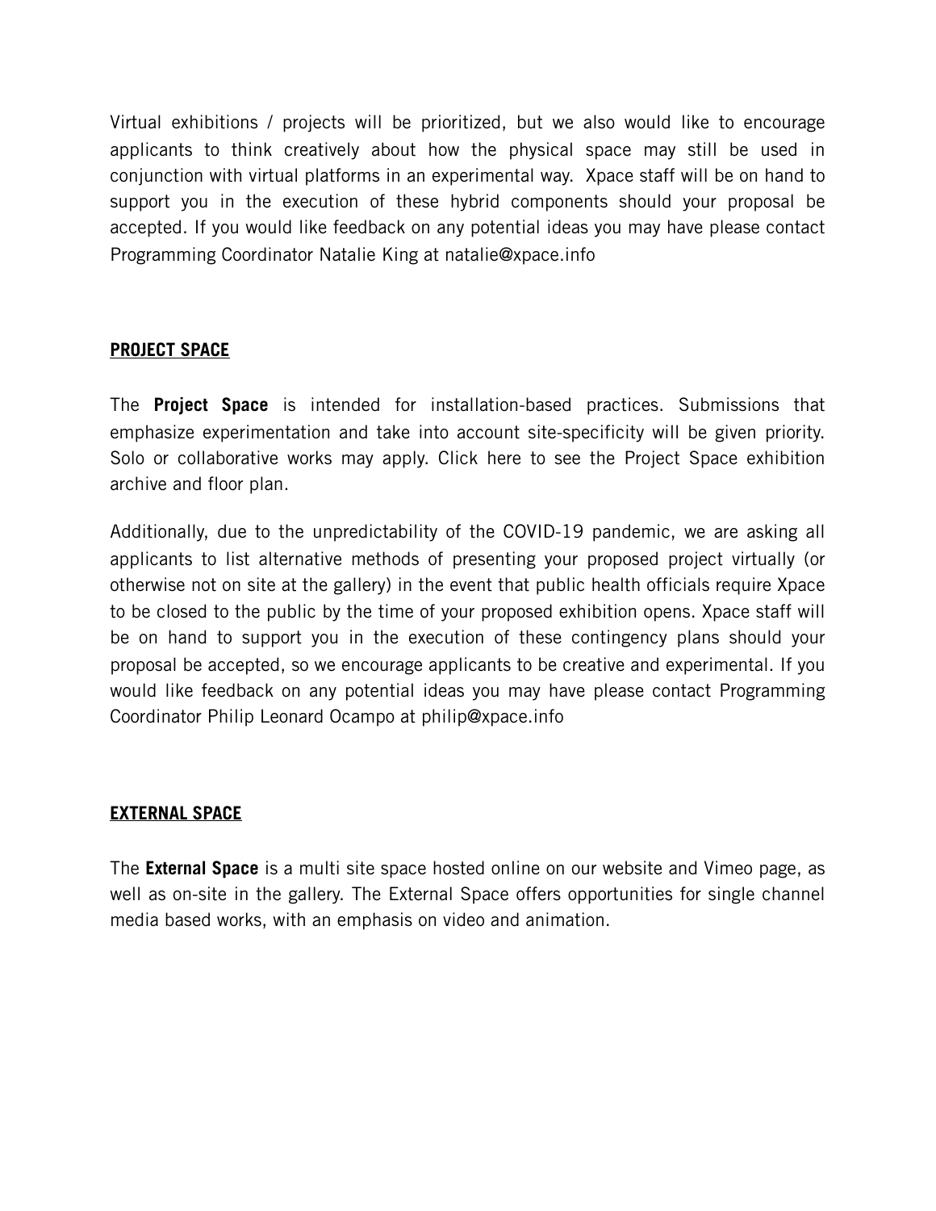Virtual exhibitions / projects will be prioritized, but we also would like to encourage applicants to think creatively about how the physical space may still be used in conjunction with virtual platforms in an experimental way. Xpace staff will be on hand to support you in the execution of these hybrid components should your proposal be accepted. If you would like feedback on any potential ideas you may have please contact Programming Coordinator Natalie King at natalie@xpace.info

## PROJECT SPACE

The **Project Space** is intended for installation-based practices. Submissions that emphasize experimentation and take into account site-specificity will be given priority. Solo or collaborative works may apply. Click here to see the Project Space exhibition archive and floor plan.

Additionally, due to the unpredictability of the COVID-19 pandemic, we are asking all applicants to list alternative methods of presenting your proposed project virtually (or otherwise not on site at the gallery) in the event that public health officials require Xpace to be closed to the public by the time of your proposed exhibition opens. Xpace staff will be on hand to support you in the execution of these contingency plans should your proposal be accepted, so we encourage applicants to be creative and experimental. If you would like feedback on any potential ideas you may have please contact Programming Coordinator Philip Leonard Ocampo at philip@xpace.info

## EXTERNAL SPACE

The **External Space** is a multi site space hosted online on our website and Vimeo page, as well as on-site in the gallery. The External Space offers opportunities for single channel media based works, with an emphasis on video and animation.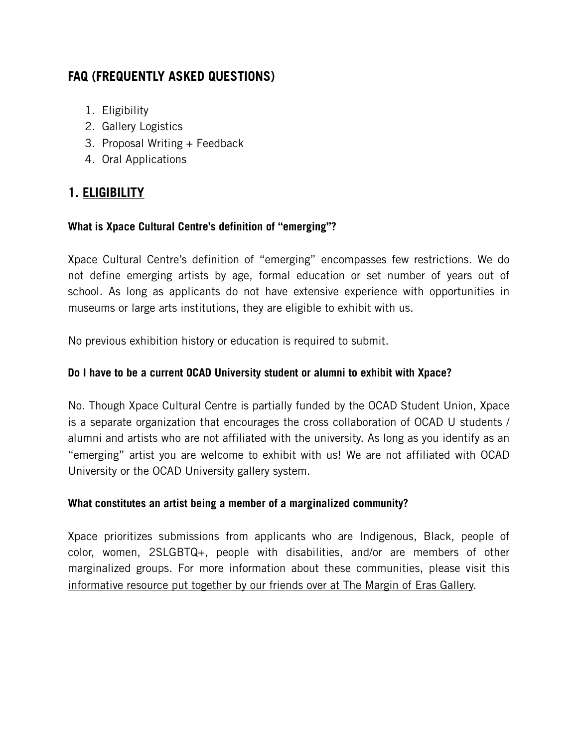## FAQ (FREQUENTLY ASKED QUESTIONS)

1. Eligibility
2. Gallery Logistics
3. Proposal Writing + Feedback
4. Oral Applications

## 1. ELIGIBILITY

### What is Xpace Cultural Centre's definition of "emerging"?

Xpace Cultural Centre's definition of "emerging" encompasses few restrictions. We do not define emerging artists by age, formal education or set number of years out of school. As long as applicants do not have extensive experience with opportunities in museums or large arts institutions, they are eligible to exhibit with us.

No previous exhibition history or education is required to submit.

### Do I have to be a current OCAD University student or alumni to exhibit with Xpace?

No. Though Xpace Cultural Centre is partially funded by the OCAD Student Union, Xpace is a separate organization that encourages the cross collaboration of OCAD U students / alumni and artists who are not affiliated with the university. As long as you identify as an "emerging" artist you are welcome to exhibit with us! We are not affiliated with OCAD University or the OCAD University gallery system.

### What constitutes an artist being a member of a marginalized community?

Xpace prioritizes submissions from applicants who are Indigenous, Black, people of color, women, 2SLGBTQ+, people with disabilities, and/or are members of other marginalized groups. For more information about these communities, please visit this informative resource put together by our friends over at The Margin of Eras Gallery.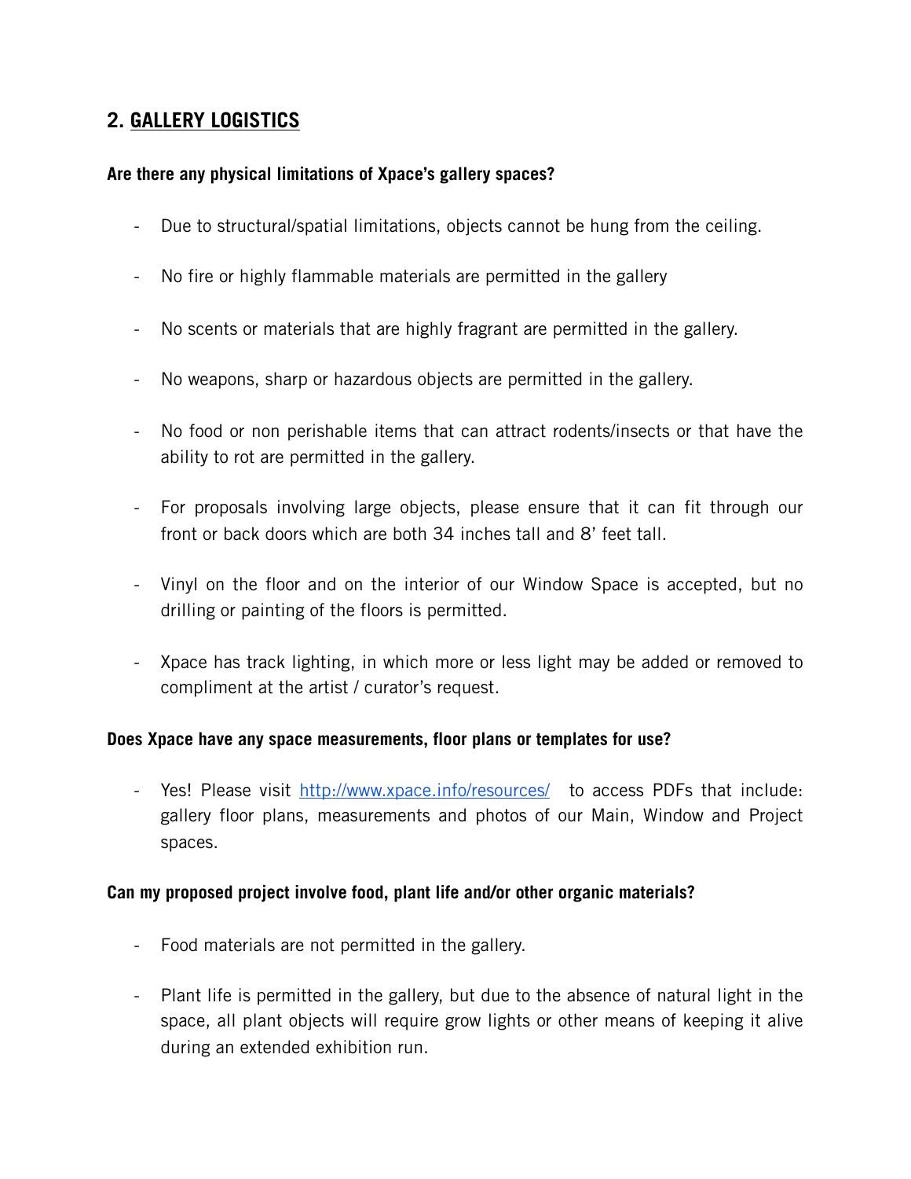## 2. GALLERY LOGISTICS

**Are there any physical limitations of Xpace's gallery spaces?**

- Due to structural/spatial limitations, objects cannot be hung from the ceiling.
- No fire or highly flammable materials are permitted in the gallery
- No scents or materials that are highly fragrant are permitted in the gallery.
- No weapons, sharp or hazardous objects are permitted in the gallery.
- No food or non perishable items that can attract rodents/insects or that have the ability to rot are permitted in the gallery.
- For proposals involving large objects, please ensure that it can fit through our front or back doors which are both 34 inches tall and 8' feet tall.
- Vinyl on the floor and on the interior of our Window Space is accepted, but no drilling or painting of the floors is permitted.
- Xpace has track lighting, in which more or less light may be added or removed to compliment at the artist / curator's request.

**Does Xpace have any space measurements, floor plans or templates for use?**

- Yes! Please visit [http://www.xpace.info/resources/](http://www.xpace.info/resources/) to access PDFs that include: gallery floor plans, measurements and photos of our Main, Window and Project spaces.

**Can my proposed project involve food, plant life and/or other organic materials?**

- Food materials are not permitted in the gallery.
- Plant life is permitted in the gallery, but due to the absence of natural light in the space, all plant objects will require grow lights or other means of keeping it alive during an extended exhibition run.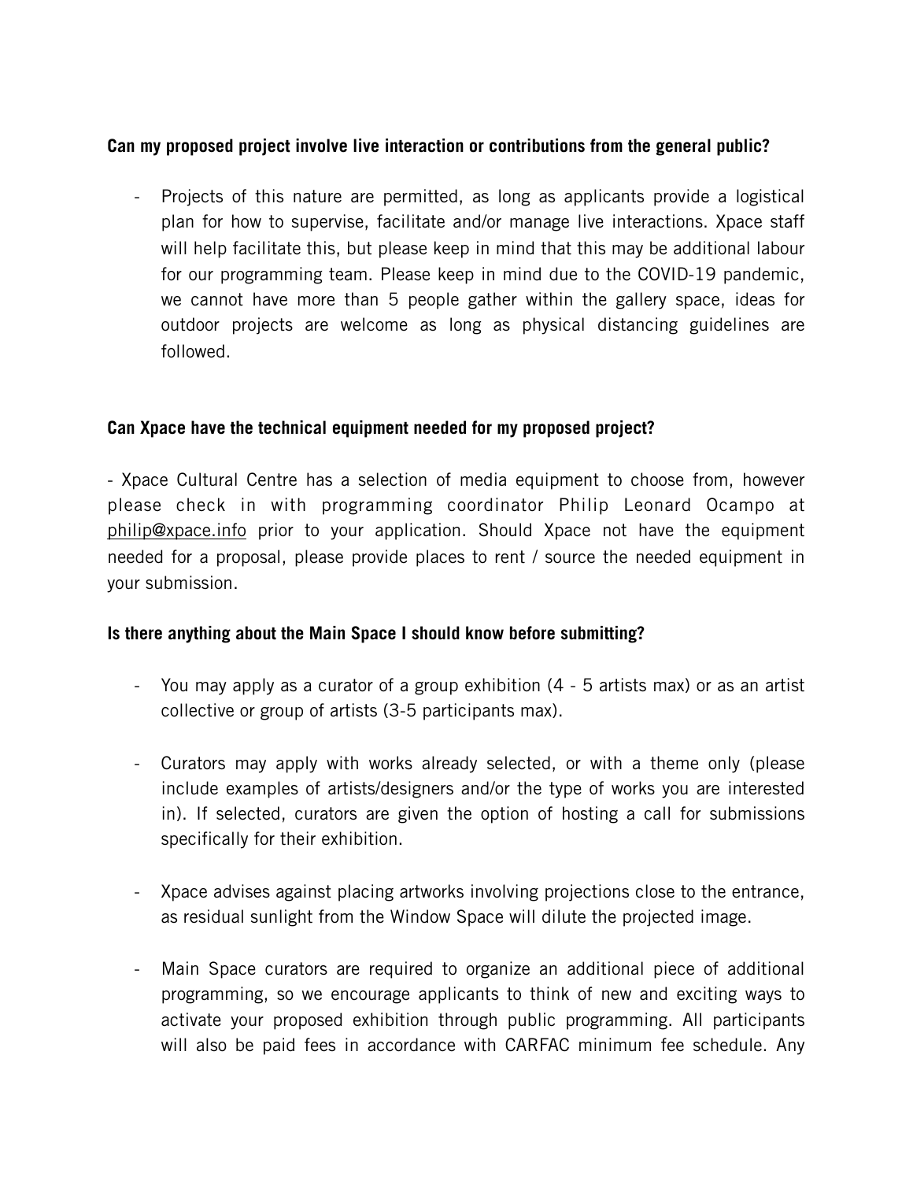**Can my proposed project involve live interaction or contributions from the general public?**

- Projects of this nature are permitted, as long as applicants provide a logistical plan for how to supervise, facilitate and/or manage live interactions. Xpace staff will help facilitate this, but please keep in mind that this may be additional labour for our programming team. Please keep in mind due to the COVID-19 pandemic, we cannot have more than 5 people gather within the gallery space, ideas for outdoor projects are welcome as long as physical distancing guidelines are followed.

**Can Xpace have the technical equipment needed for my proposed project?**

- Xpace Cultural Centre has a selection of media equipment to choose from, however please check in with programming coordinator Philip Leonard Ocampo at philip@xpace.info prior to your application. Should Xpace not have the equipment needed for a proposal, please provide places to rent / source the needed equipment in your submission.

**Is there anything about the Main Space I should know before submitting?**

- You may apply as a curator of a group exhibition (4 - 5 artists max) or as an artist collective or group of artists (3-5 participants max).

- Curators may apply with works already selected, or with a theme only (please include examples of artists/designers and/or the type of works you are interested in). If selected, curators are given the option of hosting a call for submissions specifically for their exhibition.

- Xpace advises against placing artworks involving projections close to the entrance, as residual sunlight from the Window Space will dilute the projected image.

- Main Space curators are required to organize an additional piece of additional programming, so we encourage applicants to think of new and exciting ways to activate your proposed exhibition through public programming. All participants will also be paid fees in accordance with CARFAC minimum fee schedule. Any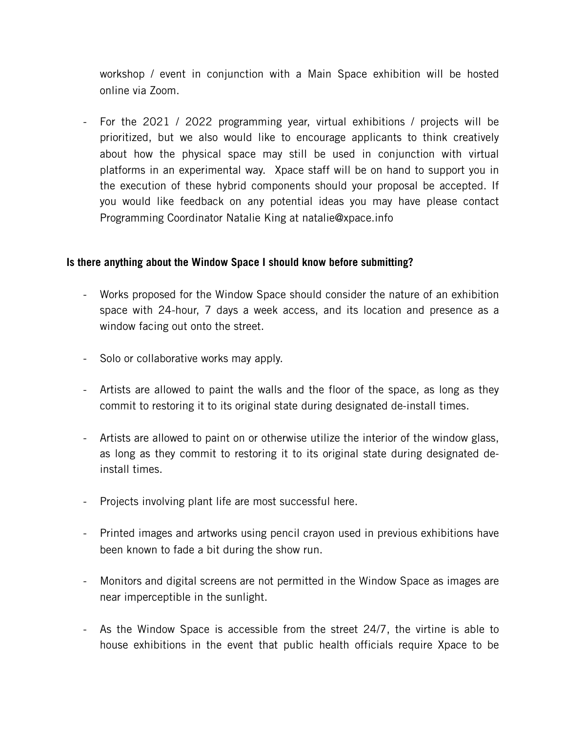workshop / event in conjunction with a Main Space exhibition will be hosted online via Zoom.

- For the 2021 / 2022 programming year, virtual exhibitions / projects will be prioritized, but we also would like to encourage applicants to think creatively about how the physical space may still be used in conjunction with virtual platforms in an experimental way. Xpace staff will be on hand to support you in the execution of these hybrid components should your proposal be accepted. If you would like feedback on any potential ideas you may have please contact Programming Coordinator Natalie King at natalie@xpace.info

**Is there anything about the Window Space I should know before submitting?**

- Works proposed for the Window Space should consider the nature of an exhibition space with 24-hour, 7 days a week access, and its location and presence as a window facing out onto the street.

- Solo or collaborative works may apply.

- Artists are allowed to paint the walls and the floor of the space, as long as they commit to restoring it to its original state during designated de-install times.

- Artists are allowed to paint on or otherwise utilize the interior of the window glass, as long as they commit to restoring it to its original state during designated de-install times.

- Projects involving plant life are most successful here.

- Printed images and artworks using pencil crayon used in previous exhibitions have been known to fade a bit during the show run.

- Monitors and digital screens are not permitted in the Window Space as images are near imperceptible in the sunlight.

- As the Window Space is accessible from the street 24/7, the virtine is able to house exhibitions in the event that public health officials require Xpace to be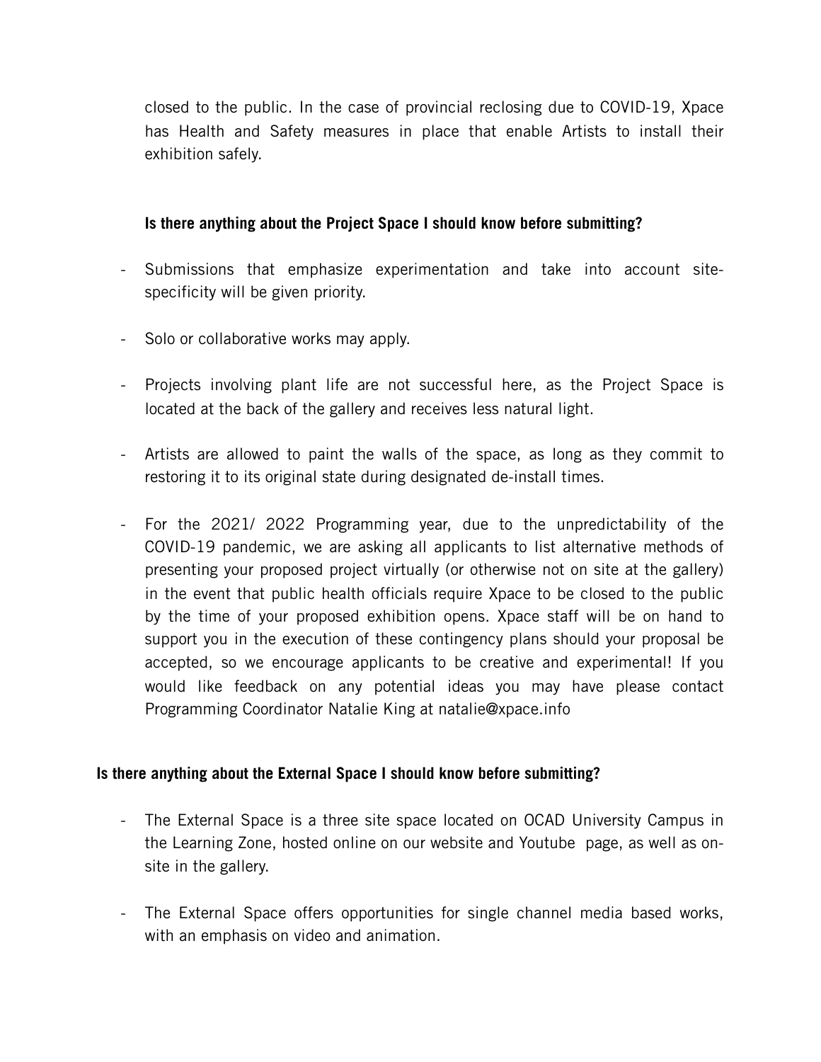closed to the public. In the case of provincial reclosing due to COVID-19, Xpace has Health and Safety measures in place that enable Artists to install their exhibition safely.

**Is there anything about the Project Space I should know before submitting?**

- Submissions that emphasize experimentation and take into account site-specificity will be given priority.
- Solo or collaborative works may apply.
- Projects involving plant life are not successful here, as the Project Space is located at the back of the gallery and receives less natural light.
- Artists are allowed to paint the walls of the space, as long as they commit to restoring it to its original state during designated de-install times.
- For the 2021/ 2022 Programming year, due to the unpredictability of the COVID-19 pandemic, we are asking all applicants to list alternative methods of presenting your proposed project virtually (or otherwise not on site at the gallery) in the event that public health officials require Xpace to be closed to the public by the time of your proposed exhibition opens. Xpace staff will be on hand to support you in the execution of these contingency plans should your proposal be accepted, so we encourage applicants to be creative and experimental! If you would like feedback on any potential ideas you may have please contact Programming Coordinator Natalie King at natalie@xpace.info

**Is there anything about the External Space I should know before submitting?**

- The External Space is a three site space located on OCAD University Campus in the Learning Zone, hosted online on our website and Youtube page, as well as on-site in the gallery.
- The External Space offers opportunities for single channel media based works, with an emphasis on video and animation.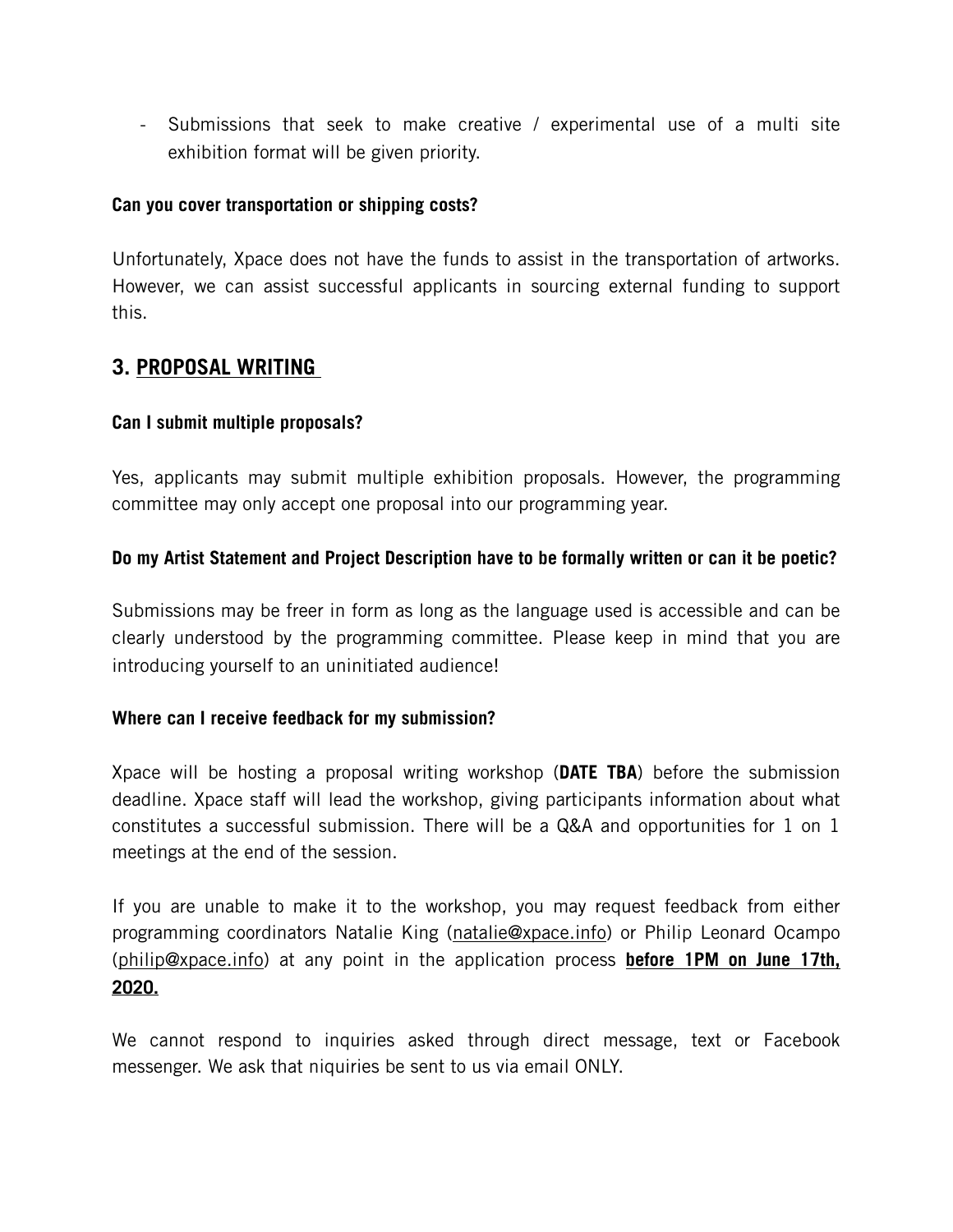- Submissions that seek to make creative / experimental use of a multi site exhibition format will be given priority.

**Can you cover transportation or shipping costs?**

Unfortunately, Xpace does not have the funds to assist in the transportation of artworks. However, we can assist successful applicants in sourcing external funding to support this.

## 3. PROPOSAL WRITING

**Can I submit multiple proposals?**

Yes, applicants may submit multiple exhibition proposals. However, the programming committee may only accept one proposal into our programming year.

**Do my Artist Statement and Project Description have to be formally written or can it be poetic?**

Submissions may be freer in form as long as the language used is accessible and can be clearly understood by the programming committee. Please keep in mind that you are introducing yourself to an uninitiated audience!

**Where can I receive feedback for my submission?**

Xpace will be hosting a proposal writing workshop (**DATE TBA**) before the submission deadline. Xpace staff will lead the workshop, giving participants information about what constitutes a successful submission. There will be a Q&A and opportunities for 1 on 1 meetings at the end of the session.

If you are unable to make it to the workshop, you may request feedback from either programming coordinators Natalie King (natalie@xpace.info) or Philip Leonard Ocampo (philip@xpace.info) at any point in the application process **before 1PM on June 17th, 2020.**

We cannot respond to inquiries asked through direct message, text or Facebook messenger. We ask that niquiries be sent to us via email ONLY.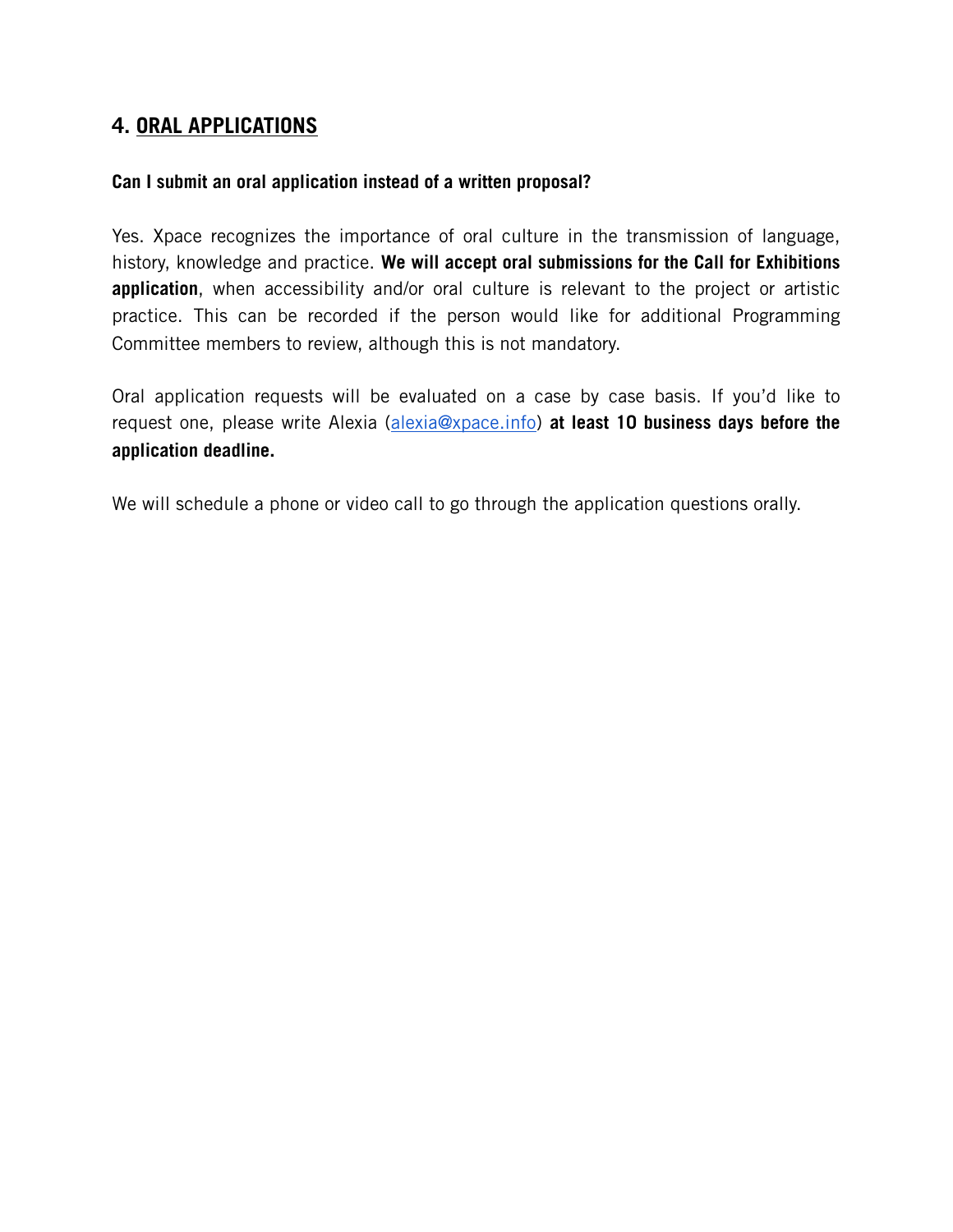## 4. ORAL APPLICATIONS

**Can I submit an oral application instead of a written proposal?**

Yes. Xpace recognizes the importance of oral culture in the transmission of language, history, knowledge and practice. **We will accept oral submissions for the Call for Exhibitions application**, when accessibility and/or oral culture is relevant to the project or artistic practice. This can be recorded if the person would like for additional Programming Committee members to review, although this is not mandatory.

Oral application requests will be evaluated on a case by case basis. If you'd like to request one, please write Alexia (alexia@xpace.info) **at least 10 business days before the application deadline.**

We will schedule a phone or video call to go through the application questions orally.